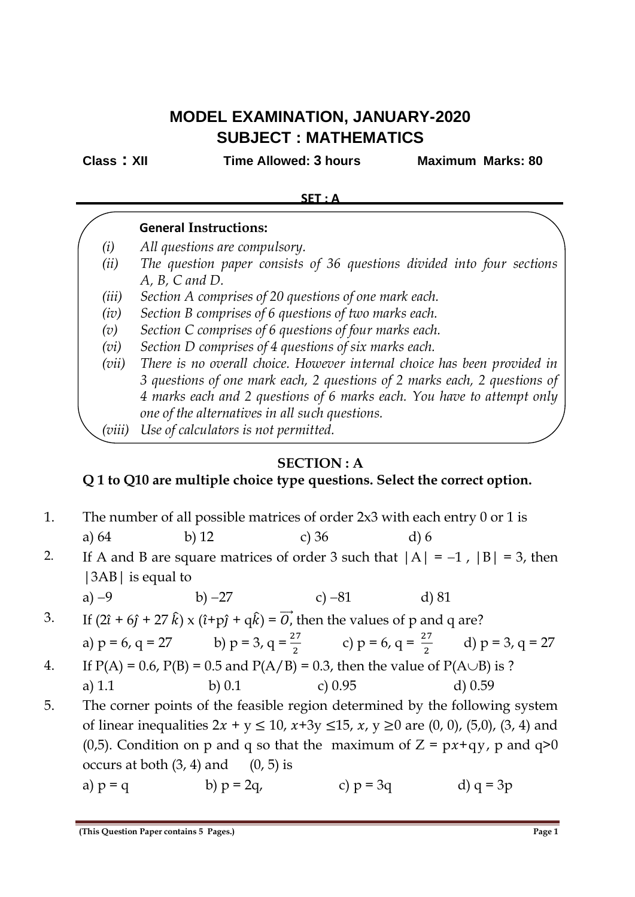# MODEL EXAMINATION, JANUARY-2020

## SUBJECT : MATHEMATICS

**Class : XII** **Time Allowed: 3 hours** **Maximum Marks: 80**

**SET : A**

**General Instructions:**

*(i)* *All questions are compulsory.*
*(ii)* *The question paper consists of 36 questions divided into four sections A, B, C and D.*
*(iii)* *Section A comprises of 20 questions of one mark each.*
*(iv)* *Section B comprises of 6 questions of two marks each.*
*(v)* *Section C comprises of 6 questions of four marks each.*
*(vi)* *Section D comprises of 4 questions of six marks each.*
*(vii)* *There is no overall choice. However internal choice has been provided in 3 questions of one mark each, 2 questions of 2 marks each, 2 questions of 4 marks each and 2 questions of 6 marks each. You have to attempt only one of the alternatives in all such questions.*
*(viii)* *Use of calculators is not permitted.*

### SECTION : A

**Q 1 to Q10 are multiple choice type questions. Select the correct option.**

1. The number of all possible matrices of order 2x3 with each entry 0 or 1 is

   a) 64 b) 12 c) 36 d) 6

2. If A and B are square matrices of order 3 such that $|A| = -1$ , $|B| = 3$, then $|3AB|$ is equal to

   a) $-9$ b) $-27$ c) $-81$ d) 81

3. If $(2\hat{\imath} + 6\hat{\jmath} + 27\,\hat{k}) \times (\hat{\imath} + p\hat{\jmath} + q\hat{k}) = \vec{O}$, then the values of p and q are?

   a) $p = 6,\ q = 27$ b) $p = 3,\ q = \frac{27}{2}$ c) $p = 6,\ q = \frac{27}{2}$ d) $p = 3,\ q = 27$

4. If $P(A) = 0.6$, $P(B) = 0.5$ and $P(A/B) = 0.3$, then the value of $P(A \cup B)$ is ?

   a) 1.1 b) 0.1 c) 0.95 d) 0.59

5. The corner points of the feasible region determined by the following system of linear inequalities $2x + y \leq 10$, $x + 3y \leq 15$, $x, y \geq 0$ are (0, 0), (5,0), (3, 4) and (0,5). Condition on p and q so that the maximum of $Z = px + qy$, p and q>0 occurs at both (3, 4) and (0, 5) is

   a) p = q b) p = 2q, c) p = 3q d) q = 3p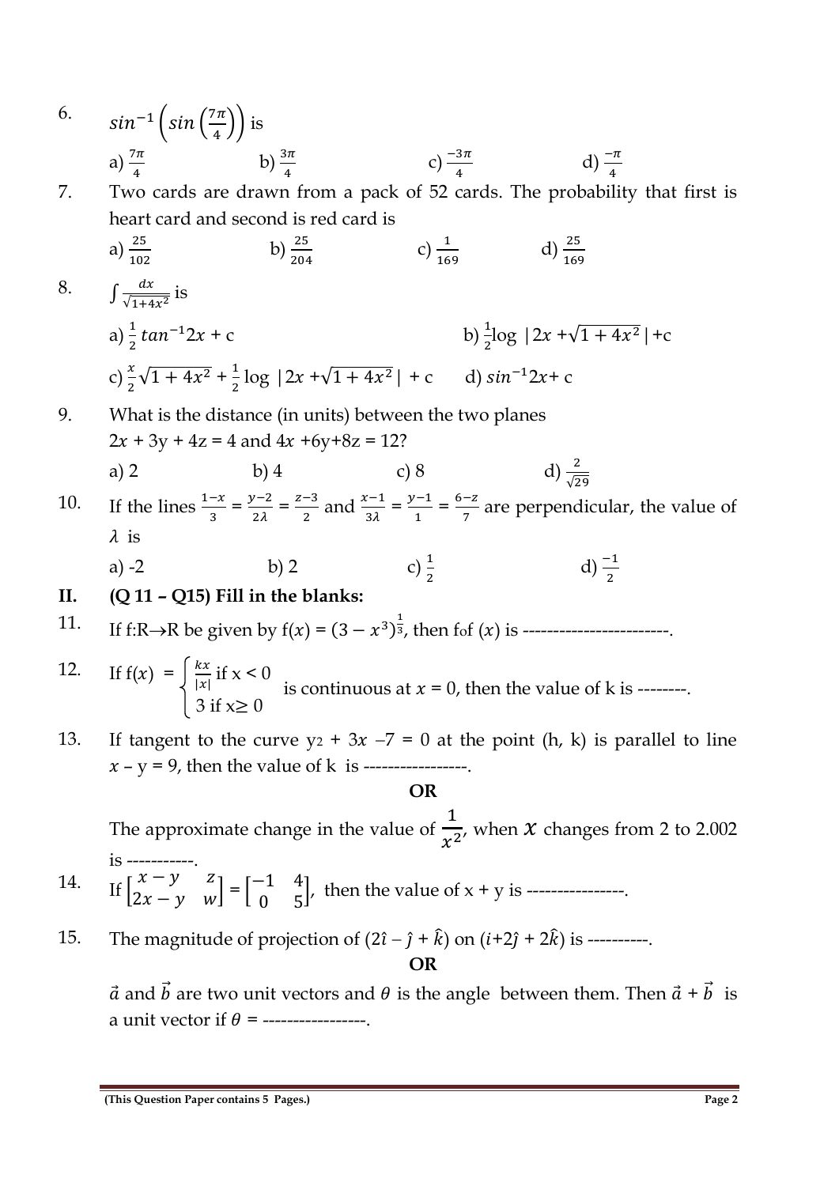6. $sin^{-1}\left(sin\left(\frac{7\pi}{4}\right)\right)$ is

   a) $\frac{7\pi}{4}$ b) $\frac{3\pi}{4}$ c) $\frac{-3\pi}{4}$ d) $\frac{-\pi}{4}$

7. Two cards are drawn from a pack of 52 cards. The probability that first is heart card and second is red card is

   a) $\frac{25}{102}$ b) $\frac{25}{204}$ c) $\frac{1}{169}$ d) $\frac{25}{169}$

8. $\int \frac{dx}{\sqrt{1+4x^2}}$ is

   a) $\frac{1}{2}\, tan^{-1}2x$ + c b) $\frac{1}{2}$log $|\,2x + \sqrt{1+4x^2}\,|$ +c

   c) $\frac{x}{2}\sqrt{1+4x^2} + \frac{1}{2}$ log $|\,2x + \sqrt{1+4x^2}\,|$ + c d) $sin^{-1}2x$+ c

9. What is the distance (in units) between the two planes
   $2x + 3y + 4z = 4$ and $4x + 6y + 8z = 12$?

   a) 2 b) 4 c) 8 d) $\frac{2}{\sqrt{29}}$

10. If the lines $\frac{1-x}{3} = \frac{y-2}{2\lambda} = \frac{z-3}{2}$ and $\frac{x-1}{3\lambda} = \frac{y-1}{1} = \frac{6-z}{7}$ are perpendicular, the value of $\lambda$ is

    a) -2 b) 2 c) $\frac{1}{2}$ d) $\frac{-1}{2}$

## II. (Q 11 – Q15) Fill in the blanks:

11. If f:R→R be given by $f(x) = (3 - x^3)^{\frac{1}{3}}$, then fof $(x)$ is ------------------------.

12. If $f(x) = \begin{cases} \frac{kx}{|x|} \text{ if } x < 0 \\ 3 \text{ if } x \geq 0 \end{cases}$ is continuous at $x$ = 0, then the value of k is --------.

13. If tangent to the curve $y^2 + 3x - 7 = 0$ at the point (h, k) is parallel to line $x - y = 9$, then the value of k is -----------------.

    **OR**

    The approximate change in the value of $\frac{1}{x^2}$, when $x$ changes from 2 to 2.002 is -----------.

14. If $\begin{bmatrix} x-y & z \\ 2x-y & w \end{bmatrix} = \begin{bmatrix} -1 & 4 \\ 0 & 5 \end{bmatrix}$, then the value of x + y is ----------------.

15. The magnitude of projection of $(2\hat{i} - \hat{j} + \hat{k})$ on $(\hat{i} + 2\hat{j} + 2\hat{k})$ is ----------.

    **OR**

    $\vec{a}$ and $\vec{b}$ are two unit vectors and $\theta$ is the angle between them. Then $\vec{a} + \vec{b}$ is a unit vector if $\theta$ = -----------------.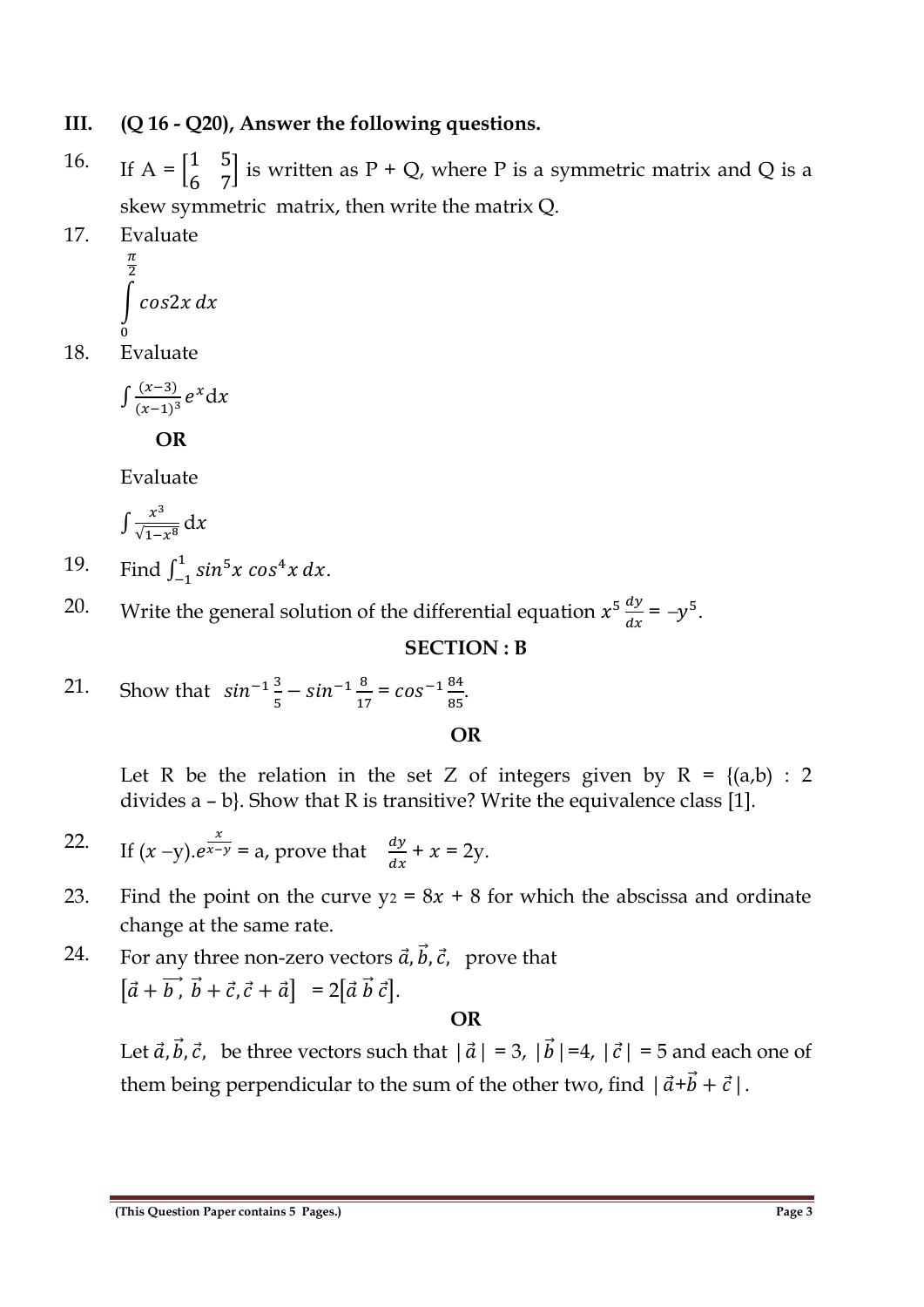**III. (Q 16 - Q20), Answer the following questions.**

16. If A = $\begin{bmatrix} 1 & 5 \\ 6 & 7 \end{bmatrix}$ is written as P + Q, where P is a symmetric matrix and Q is a skew symmetric matrix, then write the matrix Q.

17. Evaluate

$$\int_0^{\frac{\pi}{2}} cos2x\, dx$$

18. Evaluate

$$\int \frac{(x-3)}{(x-1)^3} e^x \mathrm{d}x$$

**OR**

Evaluate

$$\int \frac{x^3}{\sqrt{1-x^8}} \mathrm{d}x$$

19. Find $\int_{-1}^{1} sin^5 x\, cos^4 x\, dx$.

20. Write the general solution of the differential equation $x^5 \frac{dy}{dx} = -y^5$.

**SECTION : B**

21. Show that $sin^{-1}\frac{3}{5} - sin^{-1}\frac{8}{17} = cos^{-1}\frac{84}{85}$.

**OR**

Let R be the relation in the set Z of integers given by R = {(a,b) : 2 divides a – b}. Show that R is transitive? Write the equivalence class [1].

22. If $(x - y).e^{\frac{x}{x-y}} = a$, prove that $\frac{dy}{dx} + x = 2y$.

23. Find the point on the curve $y_2 = 8x + 8$ for which the abscissa and ordinate change at the same rate.

24. For any three non-zero vectors $\vec{a}, \vec{b}, \vec{c}$, prove that

$\left[\vec{a} + \overrightarrow{b},\ \vec{b} + \vec{c}, \vec{c} + \vec{a}\right] = 2\left[\vec{a}\ \vec{b}\ \vec{c}\right]$.

**OR**

Let $\vec{a}, \vec{b}, \vec{c}$, be three vectors such that $|\vec{a}| = 3$, $|\vec{b}| = 4$, $|\vec{c}| = 5$ and each one of them being perpendicular to the sum of the other two, find $|\vec{a} + \vec{b} + \vec{c}|$.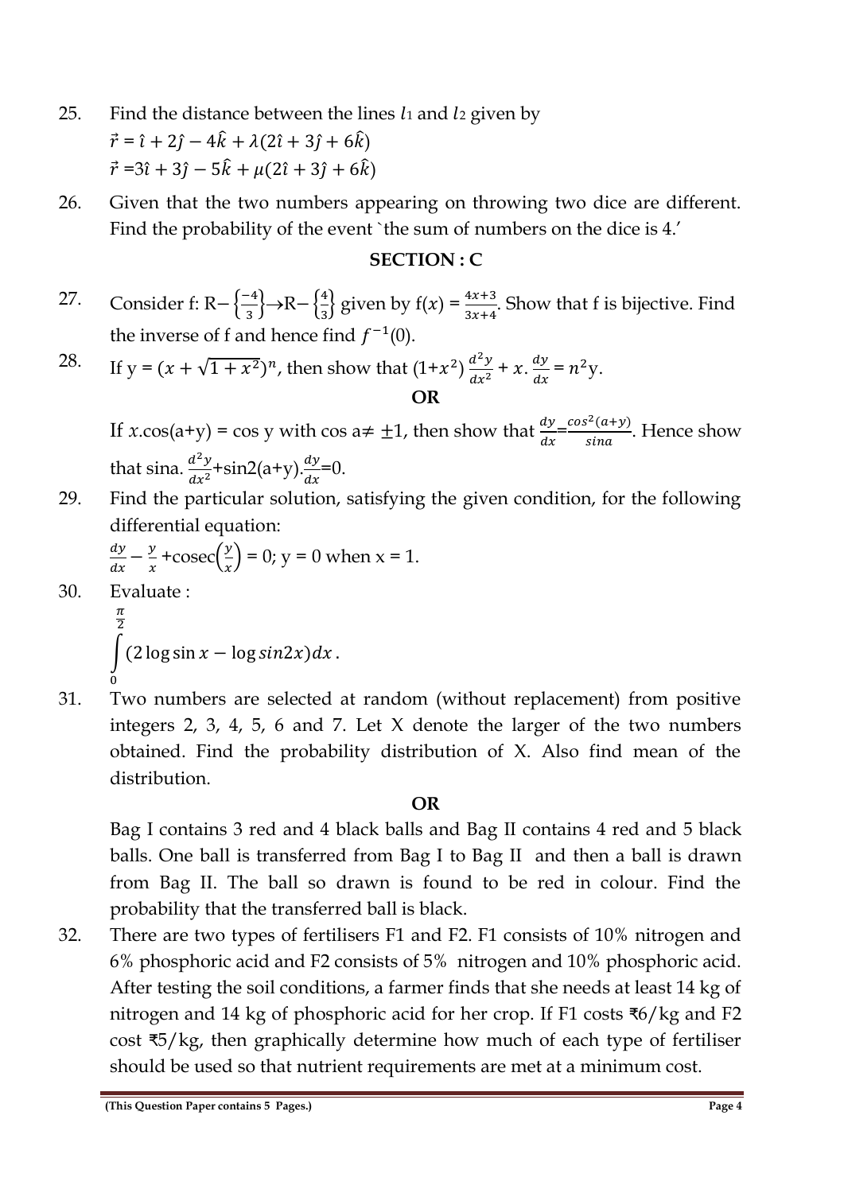25. Find the distance between the lines $l_1$ and $l_2$ given by

$\vec{r} = \hat{\imath} + 2\hat{\jmath} - 4\hat{k} + \lambda(2\hat{\imath} + 3\hat{\jmath} + 6\hat{k})$

$\vec{r} = 3\hat{\imath} + 3\hat{\jmath} - 5\hat{k} + \mu(2\hat{\imath} + 3\hat{\jmath} + 6\hat{k})$

26. Given that the two numbers appearing on throwing two dice are different. Find the probability of the event `the sum of numbers on the dice is 4.'

## SECTION : C

27. Consider f: $R - \left\{\frac{-4}{3}\right\} \rightarrow R - \left\{\frac{4}{3}\right\}$ given by $f(x) = \frac{4x+3}{3x+4}$. Show that f is bijective. Find the inverse of f and hence find $f^{-1}(0)$.

28. If $y = (x + \sqrt{1+x^2})^n$, then show that $(1+x^2)\frac{d^2y}{dx^2} + x.\frac{dy}{dx} = n^2y$.

**OR**

If $x.\cos(a+y) = \cos y$ with $\cos a \neq \pm 1$, then show that $\frac{dy}{dx} = \frac{\cos^2(a+y)}{\sin a}$. Hence show that $\sin a.\frac{d^2y}{dx^2} + \sin 2(a+y).\frac{dy}{dx} = 0$.

29. Find the particular solution, satisfying the given condition, for the following differential equation:

$\frac{dy}{dx} - \frac{y}{x} + \text{cosec}\left(\frac{y}{x}\right) = 0$; y = 0 when x = 1.

30. Evaluate :

$$\int_0^{\frac{\pi}{2}} (2\log\sin x - \log \sin 2x)dx.$$

31. Two numbers are selected at random (without replacement) from positive integers 2, 3, 4, 5, 6 and 7. Let X denote the larger of the two numbers obtained. Find the probability distribution of X. Also find mean of the distribution.

**OR**

Bag I contains 3 red and 4 black balls and Bag II contains 4 red and 5 black balls. One ball is transferred from Bag I to Bag II and then a ball is drawn from Bag II. The ball so drawn is found to be red in colour. Find the probability that the transferred ball is black.

32. There are two types of fertilisers F1 and F2. F1 consists of 10% nitrogen and 6% phosphoric acid and F2 consists of 5% nitrogen and 10% phosphoric acid. After testing the soil conditions, a farmer finds that she needs at least 14 kg of nitrogen and 14 kg of phosphoric acid for her crop. If F1 costs ₹6/kg and F2 cost ₹5/kg, then graphically determine how much of each type of fertiliser should be used so that nutrient requirements are met at a minimum cost.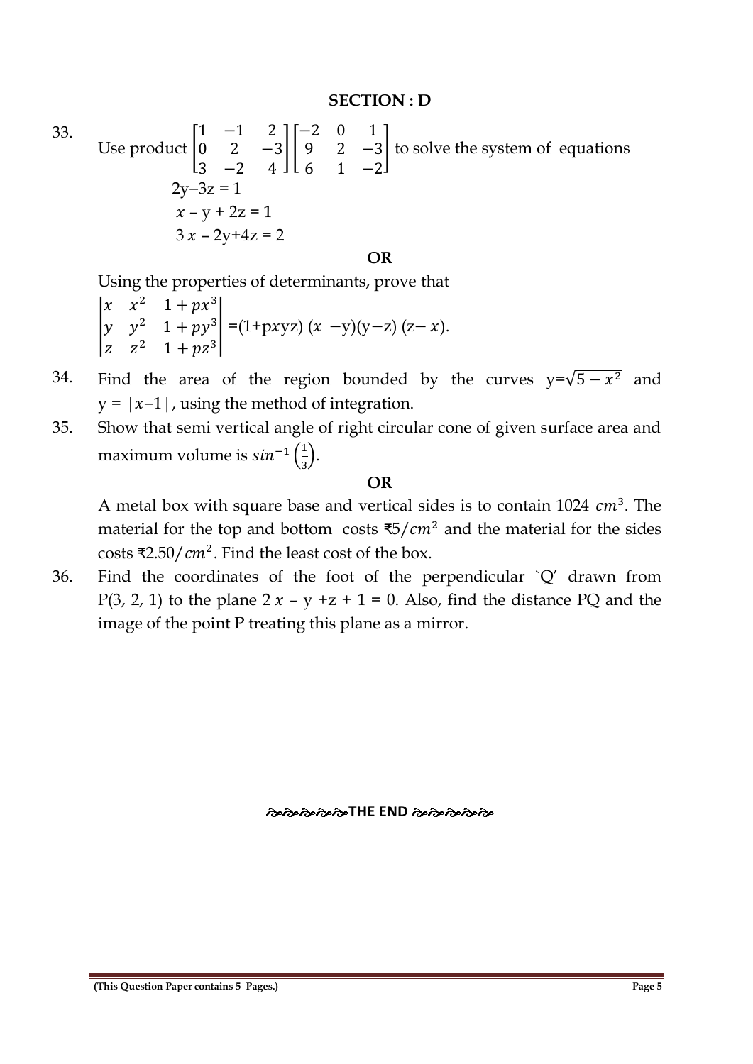## SECTION : D

33. Use product $\begin{bmatrix} 1 & -1 & 2 \\ 0 & 2 & -3 \\ 3 & -2 & 4 \end{bmatrix} \begin{bmatrix} -2 & 0 & 1 \\ 9 & 2 & -3 \\ 6 & 1 & -2 \end{bmatrix}$ to solve the system of equations

$2y - 3z = 1$

$x - y + 2z = 1$

$3x - 2y + 4z = 2$

**OR**

Using the properties of determinants, prove that

$$\begin{vmatrix} x & x^2 & 1+px^3 \\ y & y^2 & 1+py^3 \\ z & z^2 & 1+pz^3 \end{vmatrix} = (1+pxyz)\,(x-y)(y-z)\,(z-x).$$

34. Find the area of the region bounded by the curves $y=\sqrt{5-x^2}$ and $y = |x-1|$, using the method of integration.

35. Show that semi vertical angle of right circular cone of given surface area and maximum volume is $sin^{-1}\left(\frac{1}{3}\right)$.

**OR**

A metal box with square base and vertical sides is to contain 1024 $cm^3$. The material for the top and bottom costs ₹$5/cm^2$ and the material for the sides costs ₹$2.50/cm^2$. Find the least cost of the box.

36. Find the coordinates of the foot of the perpendicular `Q' drawn from P(3, 2, 1) to the plane $2x - y + z + 1 = 0$. Also, find the distance PQ and the image of the point P treating this plane as a mirror.

THE END